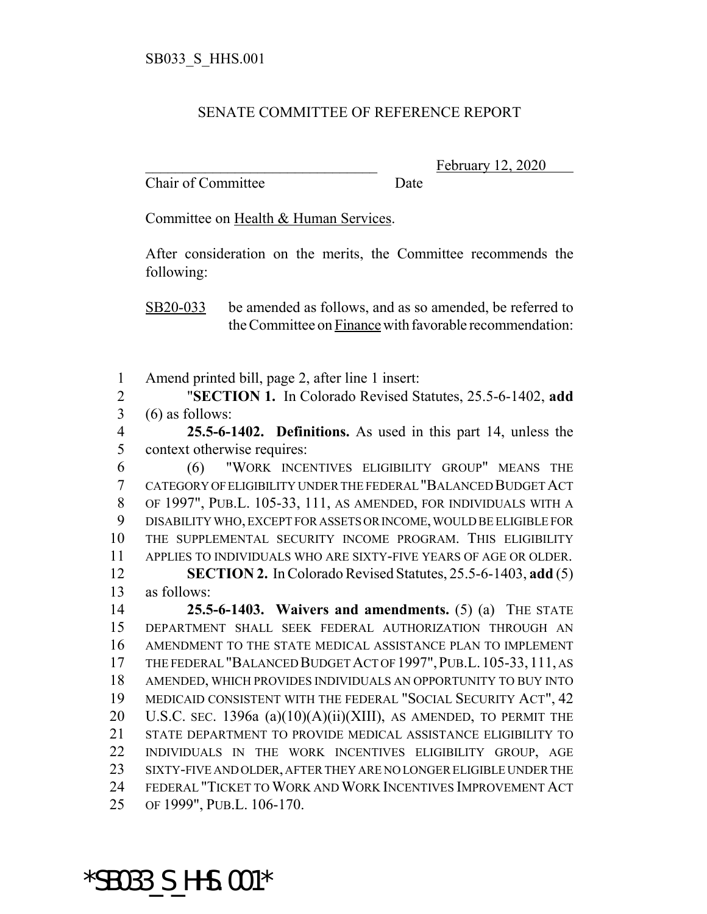SB033_S_HHS.001

SENATE COMMITTEE OF REFERENCE REPORT

_______________________________ February 12, 2020

Chair of Committee Date

Committee on Health & Human Services.

After consideration on the merits, the Committee recommends the following:

SB20-033 be amended as follows, and as so amended, be referred to the Committee on Finance with favorable recommendation:

1 Amend printed bill, page 2, after line 1 insert:

2 "**SECTION 1.** In Colorado Revised Statutes, 25.5-6-1402, **add**
3 (6) as follows:

4 **25.5-6-1402. Definitions.** As used in this part 14, unless the
5 context otherwise requires:

6 (6) "WORK INCENTIVES ELIGIBILITY GROUP" MEANS THE
7 CATEGORY OF ELIGIBILITY UNDER THE FEDERAL "BALANCED BUDGET ACT
8 OF 1997", PUB.L. 105-33, 111, AS AMENDED, FOR INDIVIDUALS WITH A
9 DISABILITY WHO, EXCEPT FOR ASSETS OR INCOME, WOULD BE ELIGIBLE FOR
10 THE SUPPLEMENTAL SECURITY INCOME PROGRAM. THIS ELIGIBILITY
11 APPLIES TO INDIVIDUALS WHO ARE SIXTY-FIVE YEARS OF AGE OR OLDER.

12 **SECTION 2.** In Colorado Revised Statutes, 25.5-6-1403, **add** (5)
13 as follows:

14 **25.5-6-1403. Waivers and amendments.** (5) (a) THE STATE
15 DEPARTMENT SHALL SEEK FEDERAL AUTHORIZATION THROUGH AN
16 AMENDMENT TO THE STATE MEDICAL ASSISTANCE PLAN TO IMPLEMENT
17 THE FEDERAL "BALANCED BUDGET ACT OF 1997", PUB.L. 105-33, 111, AS
18 AMENDED, WHICH PROVIDES INDIVIDUALS AN OPPORTUNITY TO BUY INTO
19 MEDICAID CONSISTENT WITH THE FEDERAL "SOCIAL SECURITY ACT", 42
20 U.S.C. SEC. 1396a (a)(10)(A)(ii)(XIII), AS AMENDED, TO PERMIT THE
21 STATE DEPARTMENT TO PROVIDE MEDICAL ASSISTANCE ELIGIBILITY TO
22 INDIVIDUALS IN THE WORK INCENTIVES ELIGIBILITY GROUP, AGE
23 SIXTY-FIVE AND OLDER, AFTER THEY ARE NO LONGER ELIGIBLE UNDER THE
24 FEDERAL "TICKET TO WORK AND WORK INCENTIVES IMPROVEMENT ACT
25 OF 1999", PUB.L. 106-170.

*SB033_S_HHS.001*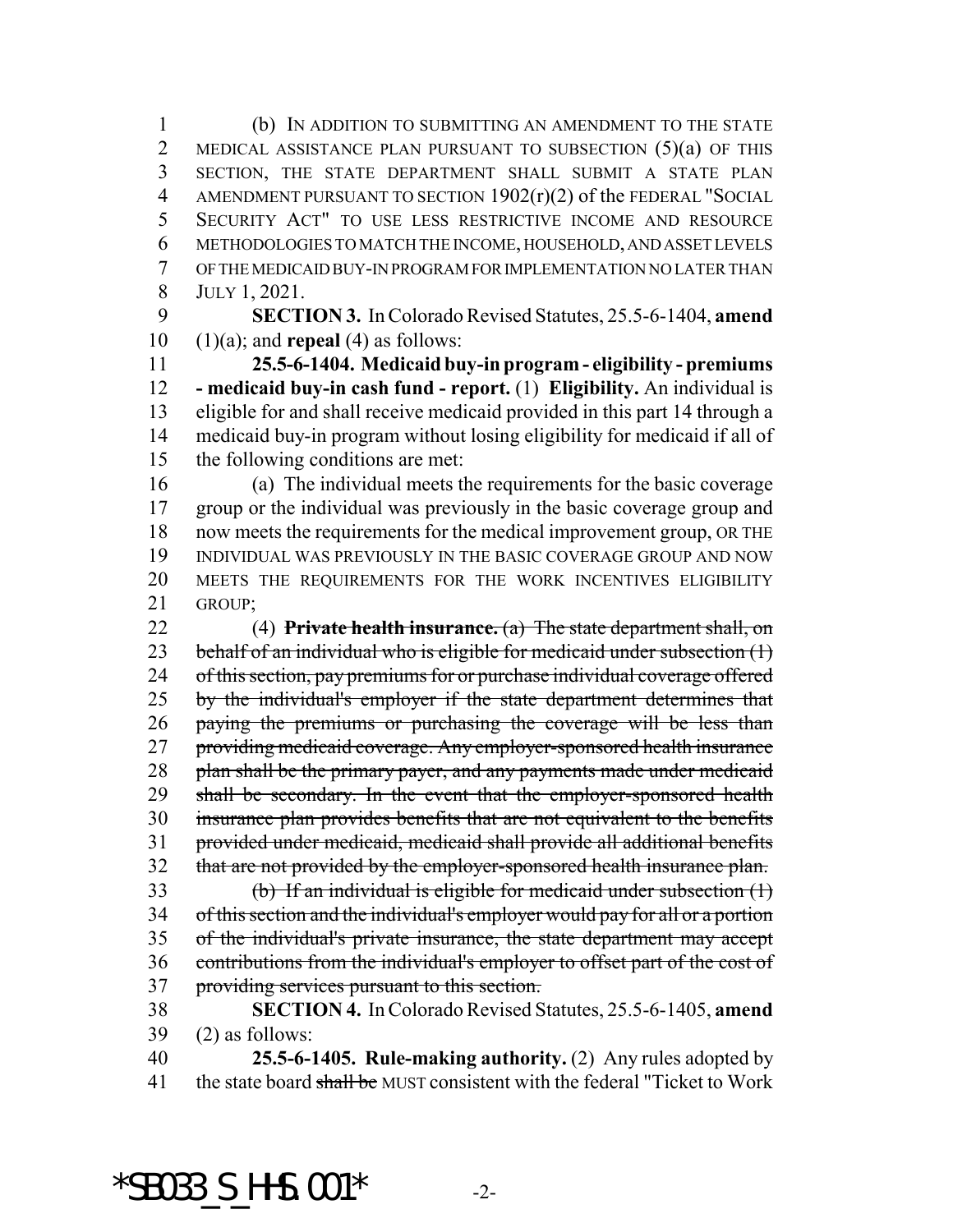(b) IN ADDITION TO SUBMITTING AN AMENDMENT TO THE STATE MEDICAL ASSISTANCE PLAN PURSUANT TO SUBSECTION (5)(a) OF THIS SECTION, THE STATE DEPARTMENT SHALL SUBMIT A STATE PLAN AMENDMENT PURSUANT TO SECTION 1902(r)(2) of the FEDERAL "SOCIAL SECURITY ACT" TO USE LESS RESTRICTIVE INCOME AND RESOURCE METHODOLOGIES TO MATCH THE INCOME, HOUSEHOLD, AND ASSET LEVELS OF THE MEDICAID BUY-IN PROGRAM FOR IMPLEMENTATION NO LATER THAN JULY 1, 2021.

**SECTION 3.** In Colorado Revised Statutes, 25.5-6-1404, **amend** (1)(a); and **repeal** (4) as follows:

**25.5-6-1404. Medicaid buy-in program - eligibility - premiums - medicaid buy-in cash fund - report.** (1) **Eligibility.** An individual is eligible for and shall receive medicaid provided in this part 14 through a medicaid buy-in program without losing eligibility for medicaid if all of the following conditions are met:

(a) The individual meets the requirements for the basic coverage group or the individual was previously in the basic coverage group and now meets the requirements for the medical improvement group, OR THE INDIVIDUAL WAS PREVIOUSLY IN THE BASIC COVERAGE GROUP AND NOW MEETS THE REQUIREMENTS FOR THE WORK INCENTIVES ELIGIBILITY GROUP;

~~(4) **Private health insurance.** (a) The state department shall, on behalf of an individual who is eligible for medicaid under subsection (1) of this section, pay premiums for or purchase individual coverage offered by the individual's employer if the state department determines that paying the premiums or purchasing the coverage will be less than providing medicaid coverage. Any employer-sponsored health insurance plan shall be the primary payer, and any payments made under medicaid shall be secondary. In the event that the employer-sponsored health insurance plan provides benefits that are not equivalent to the benefits provided under medicaid, medicaid shall provide all additional benefits that are not provided by the employer-sponsored health insurance plan.~~

~~(b) If an individual is eligible for medicaid under subsection (1) of this section and the individual's employer would pay for all or a portion of the individual's private insurance, the state department may accept contributions from the individual's employer to offset part of the cost of providing services pursuant to this section.~~

**SECTION 4.** In Colorado Revised Statutes, 25.5-6-1405, **amend** (2) as follows:

**25.5-6-1405. Rule-making authority.** (2) Any rules adopted by the state board ~~shall be~~ MUST consistent with the federal "Ticket to Work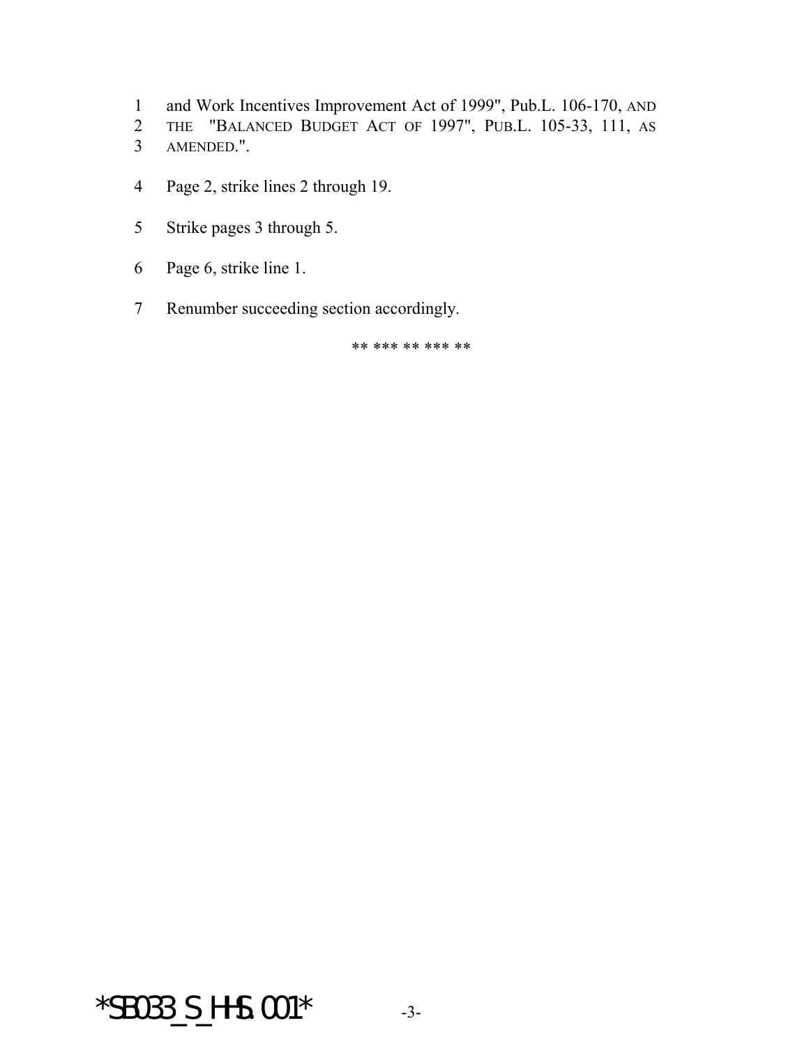1 and Work Incentives Improvement Act of 1999", Pub.L. 106-170, AND
2 THE "BALANCED BUDGET ACT OF 1997", PUB.L. 105-33, 111, AS
3 AMENDED.".

4 Page 2, strike lines 2 through 19.

5 Strike pages 3 through 5.

6 Page 6, strike line 1.

7 Renumber succeeding section accordingly.

** *** ** *** **

*SB033_S_HHS.001*